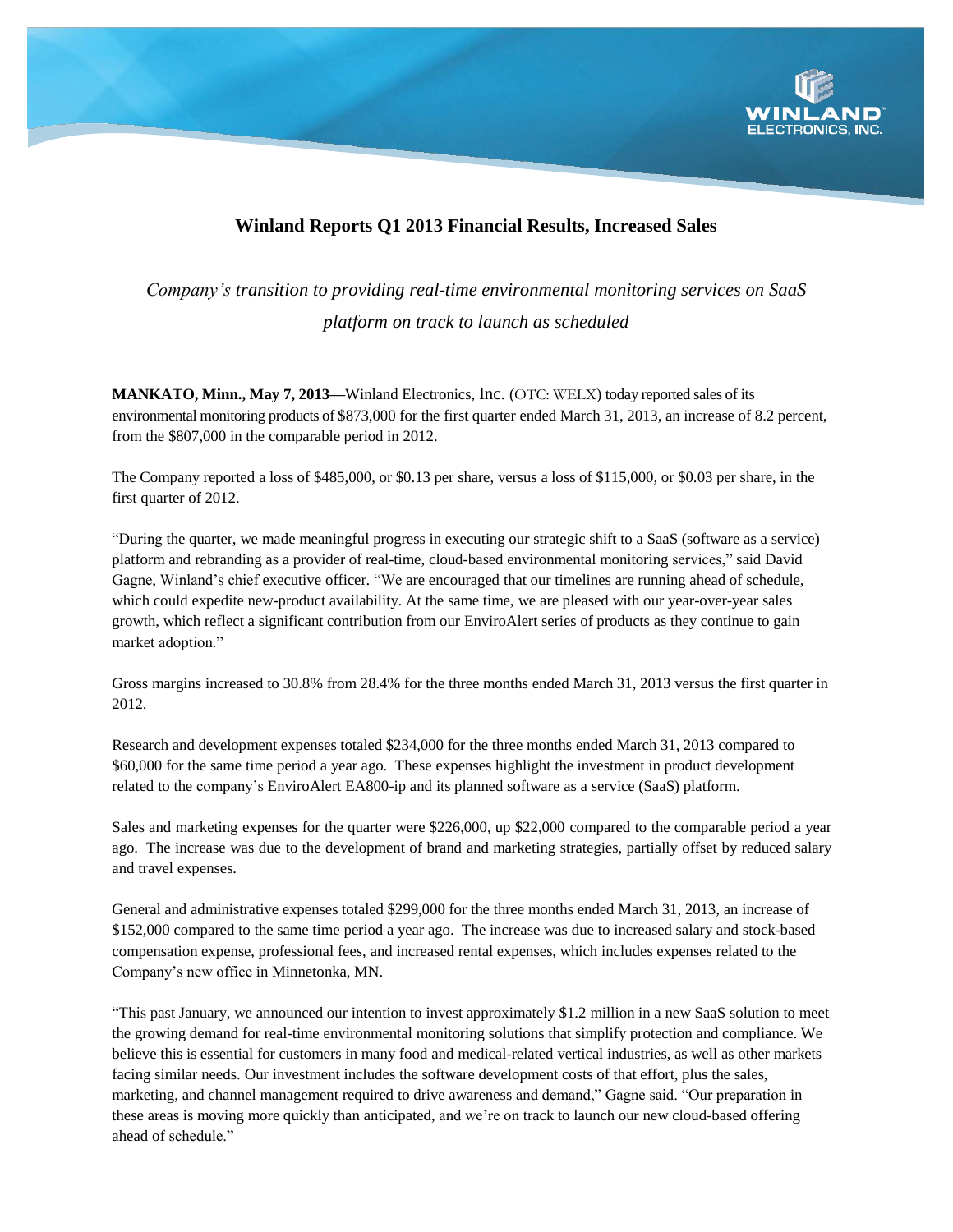# Winland Reports Q1 2013 Financial Results, Increased Sales

*Company's transition to providing real-time environmental monitoring services on SaaS platform on track to launch as scheduled*

**MANKATO, Minn., May 7, 2013—**Winland Electronics, Inc. (OTC: WELX) today reported sales of its environmental monitoring products of $873,000 for the first quarter ended March 31, 2013, an increase of 8.2 percent, from the $807,000 in the comparable period in 2012.

The Company reported a loss of $485,000, or $0.13 per share, versus a loss of $115,000, or $0.03 per share, in the first quarter of 2012.

"During the quarter, we made meaningful progress in executing our strategic shift to a SaaS (software as a service) platform and rebranding as a provider of real-time, cloud-based environmental monitoring services," said David Gagne, Winland's chief executive officer. "We are encouraged that our timelines are running ahead of schedule, which could expedite new-product availability. At the same time, we are pleased with our year-over-year sales growth, which reflect a significant contribution from our EnviroAlert series of products as they continue to gain market adoption."

Gross margins increased to 30.8% from 28.4% for the three months ended March 31, 2013 versus the first quarter in 2012.

Research and development expenses totaled $234,000 for the three months ended March 31, 2013 compared to $60,000 for the same time period a year ago. These expenses highlight the investment in product development related to the company's EnviroAlert EA800-ip and its planned software as a service (SaaS) platform.

Sales and marketing expenses for the quarter were $226,000, up $22,000 compared to the comparable period a year ago. The increase was due to the development of brand and marketing strategies, partially offset by reduced salary and travel expenses.

General and administrative expenses totaled $299,000 for the three months ended March 31, 2013, an increase of $152,000 compared to the same time period a year ago. The increase was due to increased salary and stock-based compensation expense, professional fees, and increased rental expenses, which includes expenses related to the Company's new office in Minnetonka, MN.

"This past January, we announced our intention to invest approximately $1.2 million in a new SaaS solution to meet the growing demand for real-time environmental monitoring solutions that simplify protection and compliance. We believe this is essential for customers in many food and medical-related vertical industries, as well as other markets facing similar needs. Our investment includes the software development costs of that effort, plus the sales, marketing, and channel management required to drive awareness and demand," Gagne said. "Our preparation in these areas is moving more quickly than anticipated, and we're on track to launch our new cloud-based offering ahead of schedule."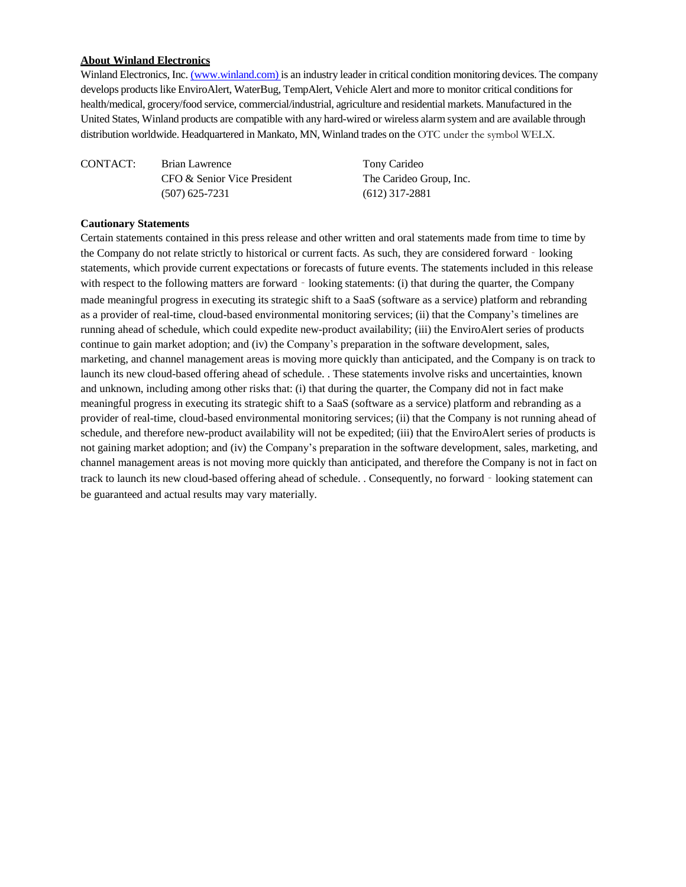**About Winland Electronics**

Winland Electronics, Inc. (www.winland.com) is an industry leader in critical condition monitoring devices. The company develops products like EnviroAlert, WaterBug, TempAlert, Vehicle Alert and more to monitor critical conditions for health/medical, grocery/food service, commercial/industrial, agriculture and residential markets. Manufactured in the United States, Winland products are compatible with any hard-wired or wireless alarm system and are available through distribution worldwide. Headquartered in Mankato, MN, Winland trades on the OTC under the symbol WELX.

| | | |
|---|---|---|
| CONTACT: | Brian Lawrence | Tony Carideo |
| | CFO & Senior Vice President | The Carideo Group, Inc. |
| | (507) 625-7231 | (612) 317-2881 |

**Cautionary Statements**

Certain statements contained in this press release and other written and oral statements made from time to time by the Company do not relate strictly to historical or current facts. As such, they are considered forward‑looking statements, which provide current expectations or forecasts of future events. The statements included in this release with respect to the following matters are forward‑looking statements: (i) that during the quarter, the Company made meaningful progress in executing its strategic shift to a SaaS (software as a service) platform and rebranding as a provider of real-time, cloud-based environmental monitoring services; (ii) that the Company's timelines are running ahead of schedule, which could expedite new-product availability; (iii) the EnviroAlert series of products continue to gain market adoption; and (iv) the Company's preparation in the software development, sales, marketing, and channel management areas is moving more quickly than anticipated, and the Company is on track to launch its new cloud-based offering ahead of schedule. . These statements involve risks and uncertainties, known and unknown, including among other risks that: (i) that during the quarter, the Company did not in fact make meaningful progress in executing its strategic shift to a SaaS (software as a service) platform and rebranding as a provider of real-time, cloud-based environmental monitoring services; (ii) that the Company is not running ahead of schedule, and therefore new-product availability will not be expedited; (iii) that the EnviroAlert series of products is not gaining market adoption; and (iv) the Company's preparation in the software development, sales, marketing, and channel management areas is not moving more quickly than anticipated, and therefore the Company is not in fact on track to launch its new cloud-based offering ahead of schedule. . Consequently, no forward‑looking statement can be guaranteed and actual results may vary materially.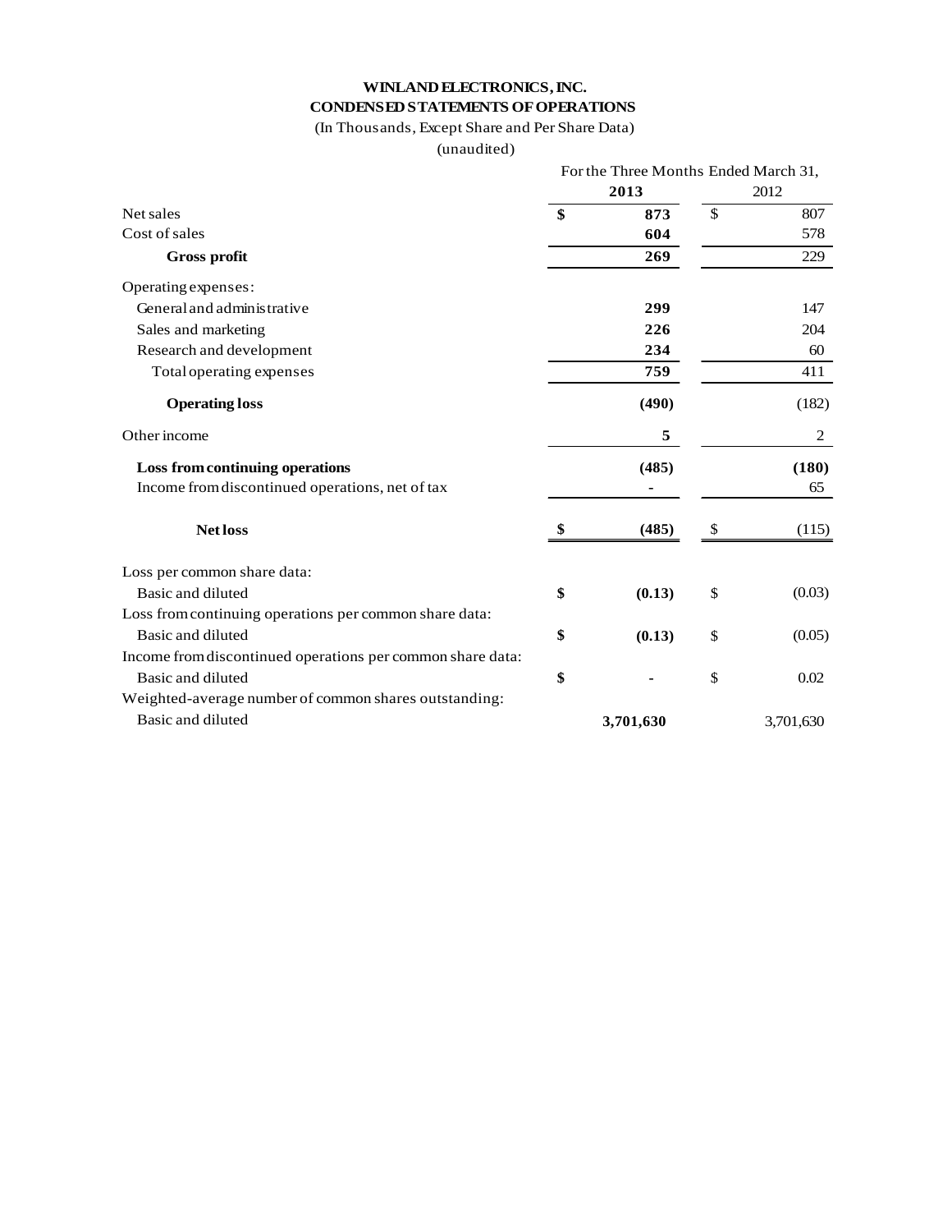**WINLAND ELECTRONICS, INC.**
**CONDENSED STATEMENTS OF OPERATIONS**

(In Thousands, Except Share and Per Share Data)

(unaudited)

| | For the Three Months Ended March 31, | |
|---|---|---|
| | **2013** | 2012 |
| Net sales | **$ 873** | $ 807 |
| Cost of sales | **604** | 578 |
| **Gross profit** | **269** | 229 |
| Operating expenses: | | |
| General and administrative | **299** | 147 |
| Sales and marketing | **226** | 204 |
| Research and development | **234** | 60 |
| Total operating expenses | **759** | 411 |
| **Operating loss** | **(490)** | (182) |
| Other income | **5** | 2 |
| **Loss from continuing operations** | **(485)** | **(180)** |
| Income from discontinued operations, net of tax | **-** | 65 |
| **Net loss** | **$ (485)** | $ (115) |
| Loss per common share data: | | |
| Basic and diluted | **$ (0.13)** | $ (0.03) |
| Loss from continuing operations per common share data: | | |
| Basic and diluted | **$ (0.13)** | $ (0.05) |
| Income from discontinued operations per common share data: | | |
| Basic and diluted | **$ -** | $ 0.02 |
| Weighted-average number of common shares outstanding: | | |
| Basic and diluted | **3,701,630** | 3,701,630 |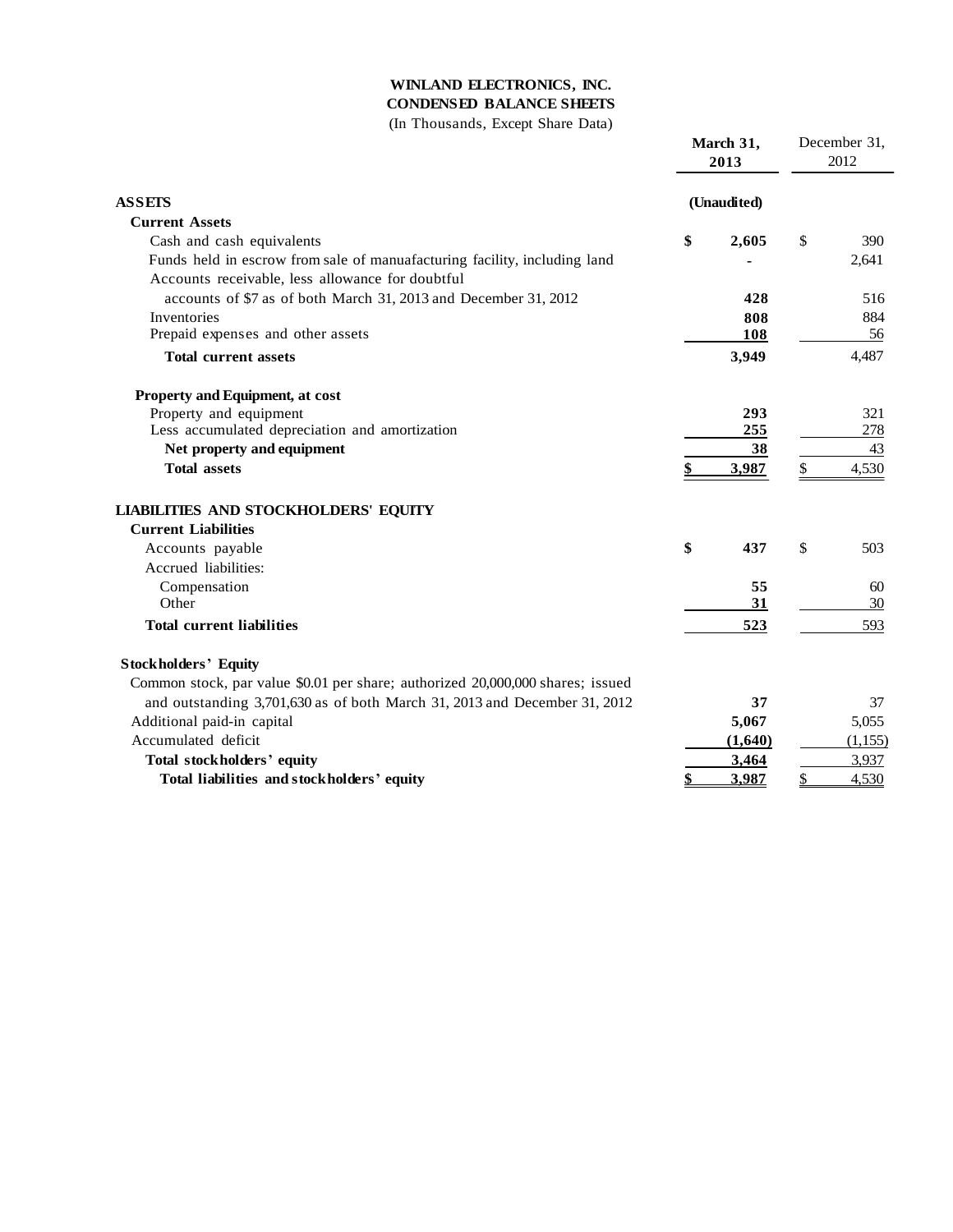**WINLAND ELECTRONICS, INC.**
**CONDENSED BALANCE SHEETS**
(In Thousands, Except Share Data)

| | March 31, 2013 | December 31, 2012 |
|---|---|---|
| **ASSETS** | (Unaudited) | |
| **Current Assets** | | |
| Cash and cash equivalents | $ 2,605 | $ 390 |
| Funds held in escrow from sale of manuafacturing facility, including land | - | 2,641 |
| Accounts receivable, less allowance for doubtful accounts of $7 as of both March 31, 2013 and December 31, 2012 | 428 | 516 |
| Inventories | 808 | 884 |
| Prepaid expenses and other assets | 108 | 56 |
| **Total current assets** | 3,949 | 4,487 |
| **Property and Equipment, at cost** | | |
| Property and equipment | 293 | 321 |
| Less accumulated depreciation and amortization | 255 | 278 |
| **Net property and equipment** | 38 | 43 |
| **Total assets** | $ 3,987 | $ 4,530 |
| **LIABILITIES AND STOCKHOLDERS' EQUITY** | | |
| **Current Liabilities** | | |
| Accounts payable | $ 437 | $ 503 |
| Accrued liabilities: | | |
| Compensation | 55 | 60 |
| Other | 31 | 30 |
| **Total current liabilities** | 523 | 593 |
| **Stockholders' Equity** | | |
| Common stock, par value $0.01 per share; authorized 20,000,000 shares; issued and outstanding 3,701,630 as of both March 31, 2013 and December 31, 2012 | 37 | 37 |
| Additional paid-in capital | 5,067 | 5,055 |
| Accumulated deficit | (1,640) | (1,155) |
| **Total stockholders' equity** | 3,464 | 3,937 |
| **Total liabilities and stockholders' equity** | $ 3,987 | $ 4,530 |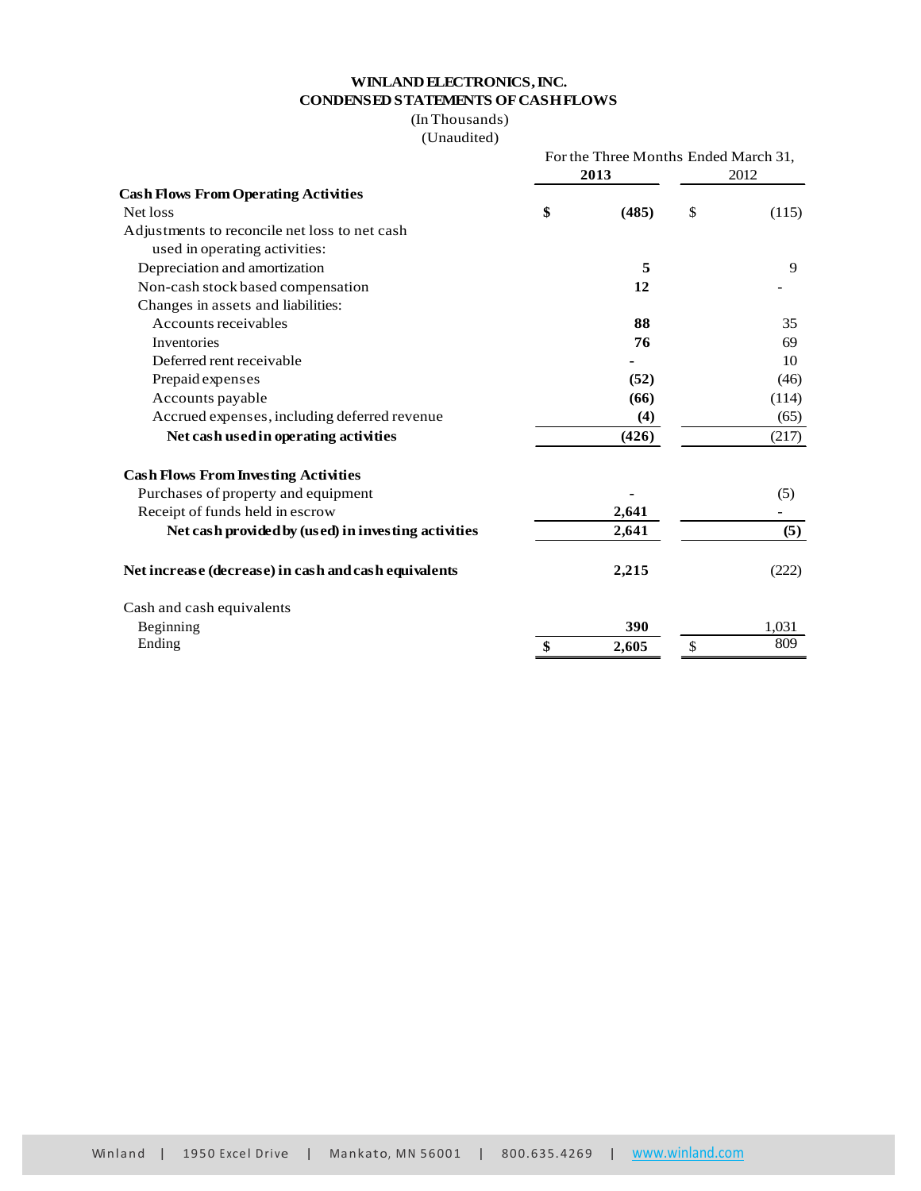**WINLAND ELECTRONICS, INC.**
**CONDENSED STATEMENTS OF CASH FLOWS**
(In Thousands)
(Unaudited)

| | For the Three Months Ended March 31, 2013 | 2012 |
|---|---|---|
| **Cash Flows From Operating Activities** | | |
| Net loss | **$ (485)** | $ (115) |
| Adjustments to reconcile net loss to net cash used in operating activities: | | |
| Depreciation and amortization | **5** | 9 |
| Non-cash stock based compensation | **12** | - |
| Changes in assets and liabilities: | | |
| Accounts receivables | **88** | 35 |
| Inventories | **76** | 69 |
| Deferred rent receivable | **-** | 10 |
| Prepaid expenses | **(52)** | (46) |
| Accounts payable | **(66)** | (114) |
| Accrued expenses, including deferred revenue | **(4)** | (65) |
| **Net cash used in operating activities** | **(426)** | (217) |
| **Cash Flows From Investing Activities** | | |
| Purchases of property and equipment | **-** | (5) |
| Receipt of funds held in escrow | **2,641** | - |
| **Net cash provided by (used) in investing activities** | **2,641** | **(5)** |
| **Net increase (decrease) in cash and cash equivalents** | **2,215** | (222) |
| Cash and cash equivalents | | |
| Beginning | **390** | 1,031 |
| Ending | **$ 2,605** | $ 809 |

Winland | 1950 Excel Drive | Mankato, MN 56001 | 800.635.4269 | www.winland.com